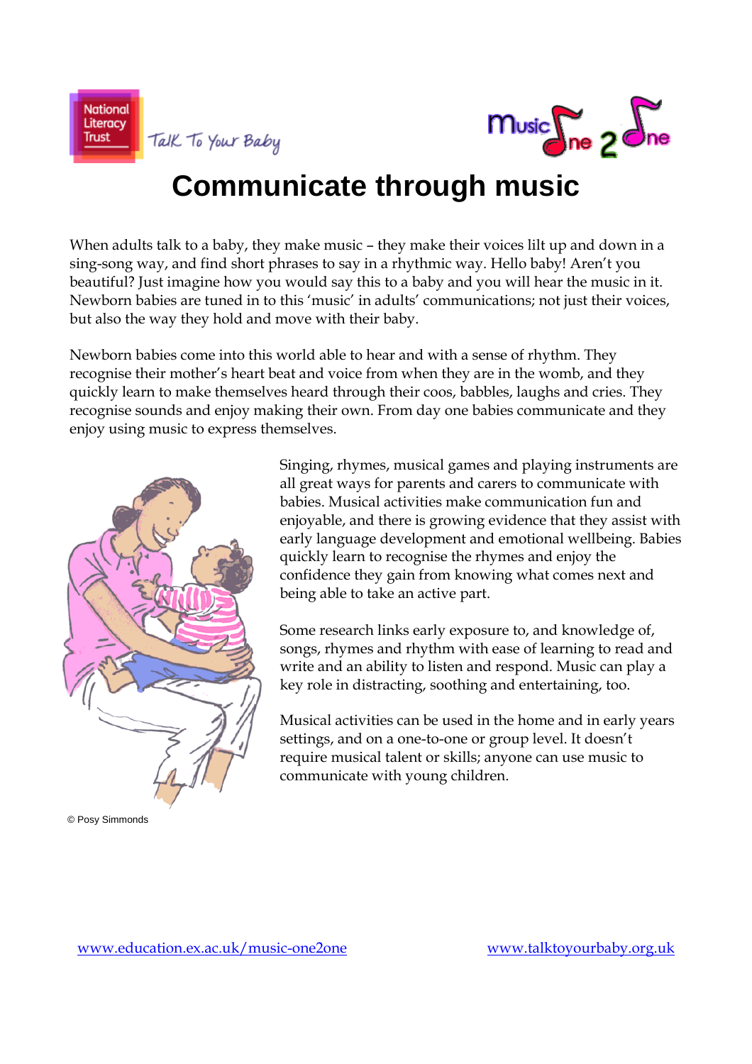National Literacy Trust — Talk To Your Baby

Music One 2 One

# Communicate through music

When adults talk to a baby, they make music – they make their voices lilt up and down in a sing-song way, and find short phrases to say in a rhythmic way. Hello baby! Aren't you beautiful? Just imagine how you would say this to a baby and you will hear the music in it. Newborn babies are tuned in to this 'music' in adults' communications; not just their voices, but also the way they hold and move with their baby.

Newborn babies come into this world able to hear and with a sense of rhythm. They recognise their mother's heart beat and voice from when they are in the womb, and they quickly learn to make themselves heard through their coos, babbles, laughs and cries. They recognise sounds and enjoy making their own. From day one babies communicate and they enjoy using music to express themselves.

Singing, rhymes, musical games and playing instruments are all great ways for parents and carers to communicate with babies. Musical activities make communication fun and enjoyable, and there is growing evidence that they assist with early language development and emotional wellbeing. Babies quickly learn to recognise the rhymes and enjoy the confidence they gain from knowing what comes next and being able to take an active part.

Some research links early exposure to, and knowledge of, songs, rhymes and rhythm with ease of learning to read and write and an ability to listen and respond. Music can play a key role in distracting, soothing and entertaining, too.

Musical activities can be used in the home and in early years settings, and on a one-to-one or group level. It doesn't require musical talent or skills; anyone can use music to communicate with young children.

© Posy Simmonds

www.education.ex.ac.uk/music-one2one

www.talktoyourbaby.org.uk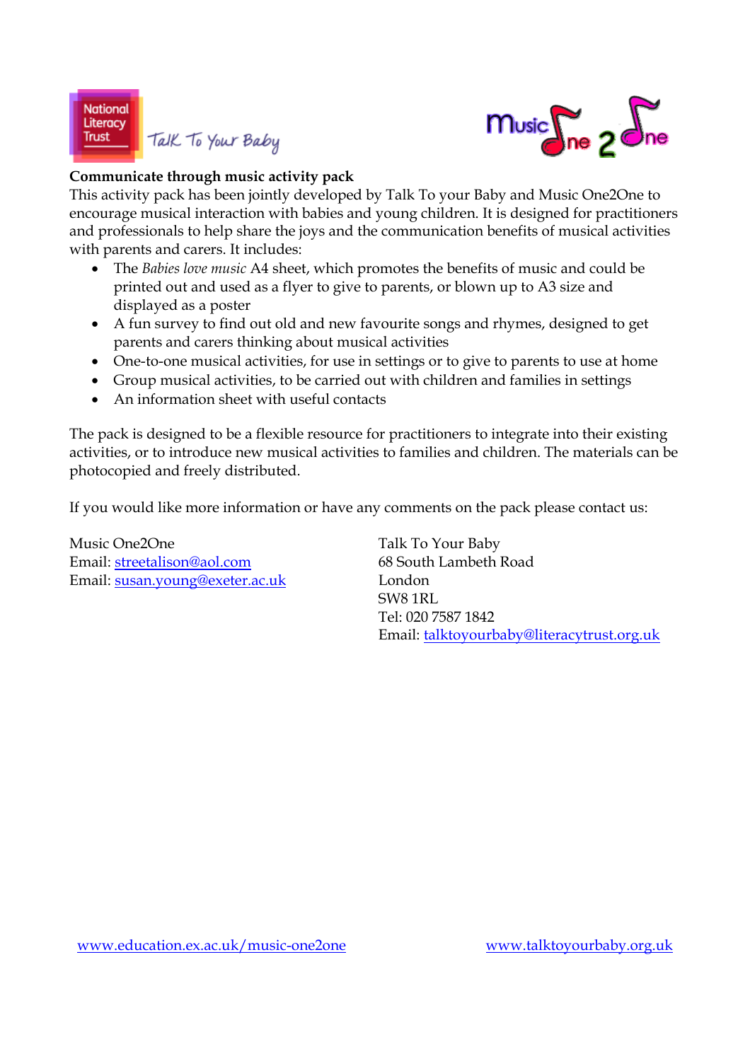National Literacy Trust — Talk To Your Baby

Music One 2 One

**Communicate through music activity pack**

This activity pack has been jointly developed by Talk To your Baby and Music One2One to encourage musical interaction with babies and young children. It is designed for practitioners and professionals to help share the joys and the communication benefits of musical activities with parents and carers. It includes:

- The *Babies love music* A4 sheet, which promotes the benefits of music and could be printed out and used as a flyer to give to parents, or blown up to A3 size and displayed as a poster
- A fun survey to find out old and new favourite songs and rhymes, designed to get parents and carers thinking about musical activities
- One-to-one musical activities, for use in settings or to give to parents to use at home
- Group musical activities, to be carried out with children and families in settings
- An information sheet with useful contacts

The pack is designed to be a flexible resource for practitioners to integrate into their existing activities, or to introduce new musical activities to families and children. The materials can be photocopied and freely distributed.

If you would like more information or have any comments on the pack please contact us:

Music One2One
Email: streetalison@aol.com
Email: susan.young@exeter.ac.uk

Talk To Your Baby
68 South Lambeth Road
London
SW8 1RL
Tel: 020 7587 1842
Email: talktoyourbaby@literacytrust.org.uk

www.education.ex.ac.uk/music-one2one

www.talktoyourbaby.org.uk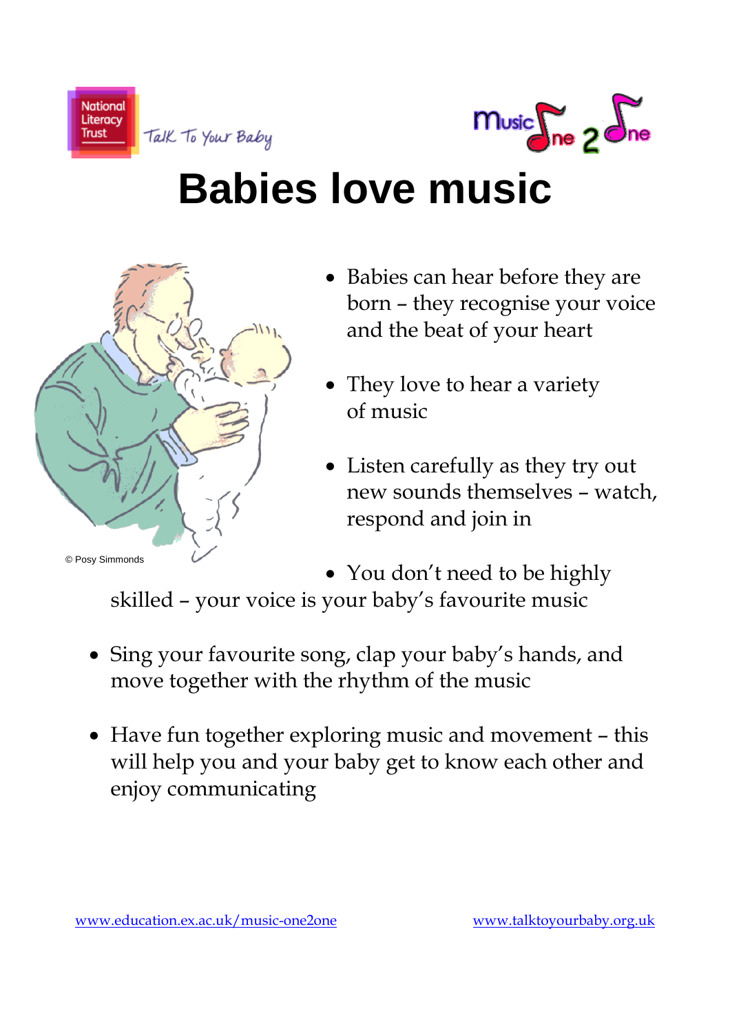National Literacy Trust Talk To Your Baby

Music One 2 One

# Babies love music

© Posy Simmonds

- Babies can hear before they are born – they recognise your voice and the beat of your heart
- They love to hear a variety of music
- Listen carefully as they try out new sounds themselves – watch, respond and join in
- You don't need to be highly skilled – your voice is your baby's favourite music
- Sing your favourite song, clap your baby's hands, and move together with the rhythm of the music
- Have fun together exploring music and movement – this will help you and your baby get to know each other and enjoy communicating

www.education.ex.ac.uk/music-one2one www.talktoyourbaby.org.uk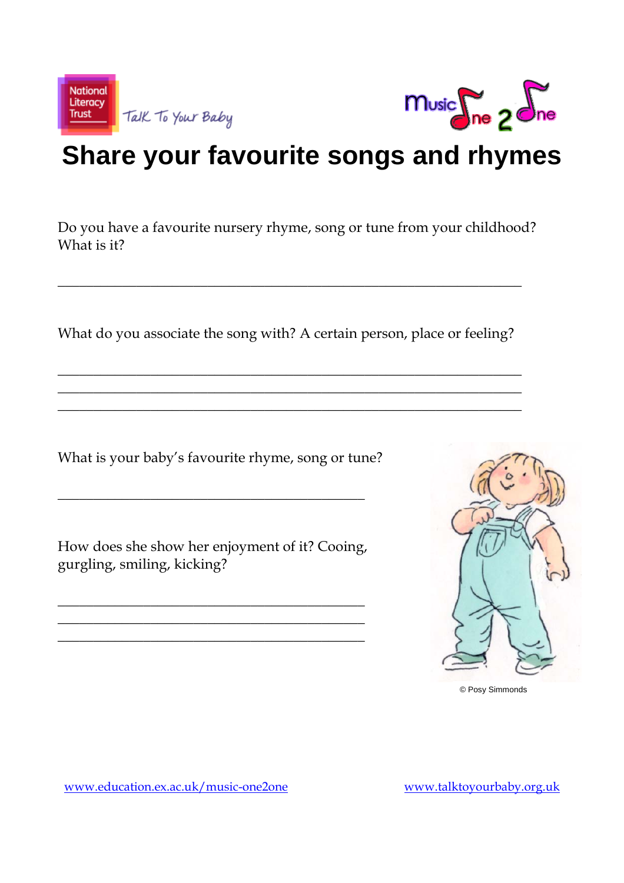National Literacy Trust — Talk To Your Baby

Music One 2 One

# Share your favourite songs and rhymes

Do you have a favourite nursery rhyme, song or tune from your childhood? What is it?

\_\_\_\_\_\_\_\_\_\_\_\_\_\_\_\_\_\_\_\_\_\_\_\_\_\_\_\_\_\_\_\_\_\_\_\_\_\_\_\_\_\_\_\_\_\_\_\_\_\_\_\_\_\_\_\_\_\_\_\_

What do you associate the song with? A certain person, place or feeling?

\_\_\_\_\_\_\_\_\_\_\_\_\_\_\_\_\_\_\_\_\_\_\_\_\_\_\_\_\_\_\_\_\_\_\_\_\_\_\_\_\_\_\_\_\_\_\_\_\_\_\_\_\_\_\_\_\_\_\_\_

\_\_\_\_\_\_\_\_\_\_\_\_\_\_\_\_\_\_\_\_\_\_\_\_\_\_\_\_\_\_\_\_\_\_\_\_\_\_\_\_\_\_\_\_\_\_\_\_\_\_\_\_\_\_\_\_\_\_\_\_

\_\_\_\_\_\_\_\_\_\_\_\_\_\_\_\_\_\_\_\_\_\_\_\_\_\_\_\_\_\_\_\_\_\_\_\_\_\_\_\_\_\_\_\_\_\_\_\_\_\_\_\_\_\_\_\_\_\_\_\_

What is your baby's favourite rhyme, song or tune?

\_\_\_\_\_\_\_\_\_\_\_\_\_\_\_\_\_\_\_\_\_\_\_\_\_\_\_\_\_\_\_\_\_\_\_\_\_\_\_\_\_\_

How does she show her enjoyment of it? Cooing, gurgling, smiling, kicking?

\_\_\_\_\_\_\_\_\_\_\_\_\_\_\_\_\_\_\_\_\_\_\_\_\_\_\_\_\_\_\_\_\_\_\_\_\_\_\_\_\_\_

\_\_\_\_\_\_\_\_\_\_\_\_\_\_\_\_\_\_\_\_\_\_\_\_\_\_\_\_\_\_\_\_\_\_\_\_\_\_\_\_\_\_

\_\_\_\_\_\_\_\_\_\_\_\_\_\_\_\_\_\_\_\_\_\_\_\_\_\_\_\_\_\_\_\_\_\_\_\_\_\_\_\_\_\_

© Posy Simmonds

www.education.ex.ac.uk/music-one2one

www.talktoyourbaby.org.uk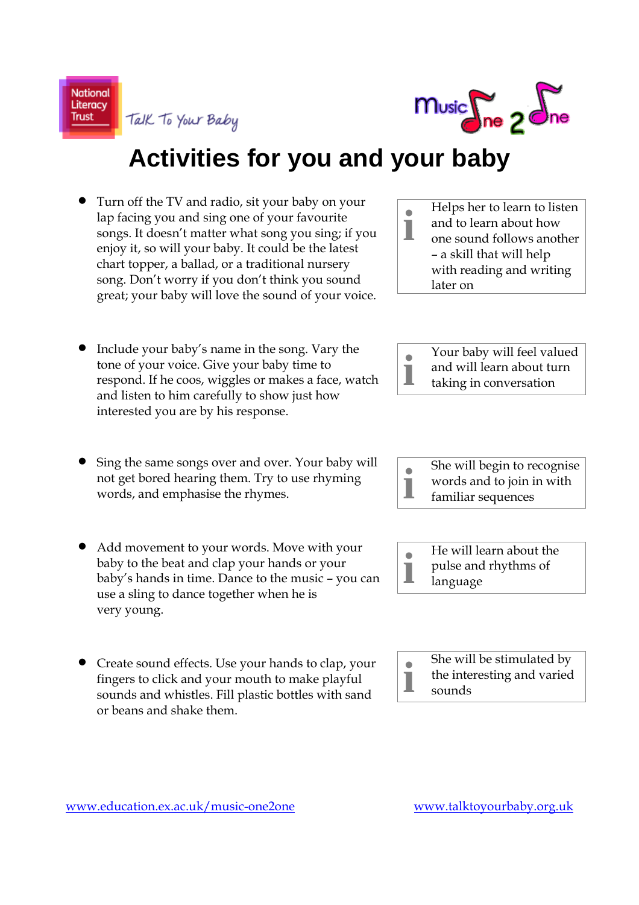National Literacy Trust — Talk To Your Baby

Music One 2 One

# Activities for you and your baby

- Turn off the TV and radio, sit your baby on your lap facing you and sing one of your favourite songs. It doesn't matter what song you sing; if you enjoy it, so will your baby. It could be the latest chart topper, a ballad, or a traditional nursery song. Don't worry if you don't think you sound great; your baby will love the sound of your voice.

> **i** Helps her to learn to listen and to learn about how one sound follows another – a skill that will help with reading and writing later on

- Include your baby's name in the song. Vary the tone of your voice. Give your baby time to respond. If he coos, wiggles or makes a face, watch and listen to him carefully to show just how interested you are by his response.

> **i** Your baby will feel valued and will learn about turn taking in conversation

- Sing the same songs over and over. Your baby will not get bored hearing them. Try to use rhyming words, and emphasise the rhymes.

> **i** She will begin to recognise words and to join in with familiar sequences

- Add movement to your words. Move with your baby to the beat and clap your hands or your baby's hands in time. Dance to the music – you can use a sling to dance together when he is very young.

> **i** He will learn about the pulse and rhythms of language

- Create sound effects. Use your hands to clap, your fingers to click and your mouth to make playful sounds and whistles. Fill plastic bottles with sand or beans and shake them.

> **i** She will be stimulated by the interesting and varied sounds

www.education.ex.ac.uk/music-one2one

www.talktoyourbaby.org.uk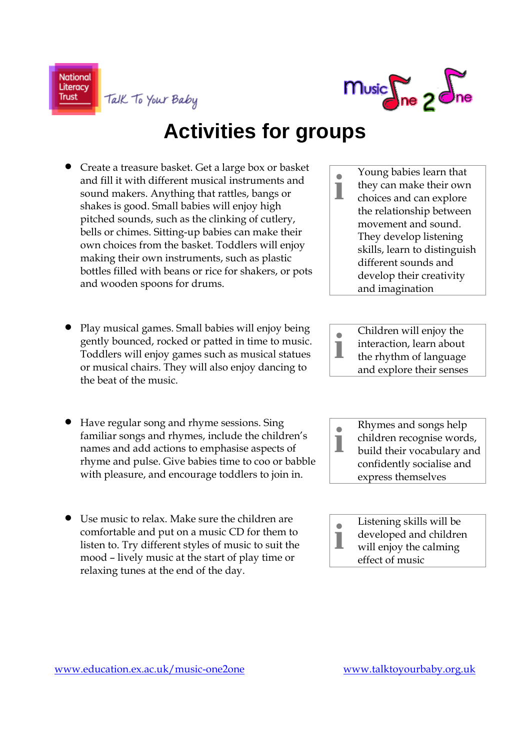National Literacy Trust — Talk To Your Baby

Music One 2 One

# Activities for groups

- Create a treasure basket. Get a large box or basket and fill it with different musical instruments and sound makers. Anything that rattles, bangs or shakes is good. Small babies will enjoy high pitched sounds, such as the clinking of cutlery, bells or chimes. Sitting-up babies can make their own choices from the basket. Toddlers will enjoy making their own instruments, such as plastic bottles filled with beans or rice for shakers, or pots and wooden spoons for drums.

> **i** Young babies learn that they can make their own choices and can explore the relationship between movement and sound. They develop listening skills, learn to distinguish different sounds and develop their creativity and imagination

- Play musical games. Small babies will enjoy being gently bounced, rocked or patted in time to music. Toddlers will enjoy games such as musical statues or musical chairs. They will also enjoy dancing to the beat of the music.

> **i** Children will enjoy the interaction, learn about the rhythm of language and explore their senses

- Have regular song and rhyme sessions. Sing familiar songs and rhymes, include the children's names and add actions to emphasise aspects of rhyme and pulse. Give babies time to coo or babble with pleasure, and encourage toddlers to join in.

> **i** Rhymes and songs help children recognise words, build their vocabulary and confidently socialise and express themselves

- Use music to relax. Make sure the children are comfortable and put on a music CD for them to listen to. Try different styles of music to suit the mood – lively music at the start of play time or relaxing tunes at the end of the day.

> **i** Listening skills will be developed and children will enjoy the calming effect of music

www.education.ex.ac.uk/music-one2one www.talktoyourbaby.org.uk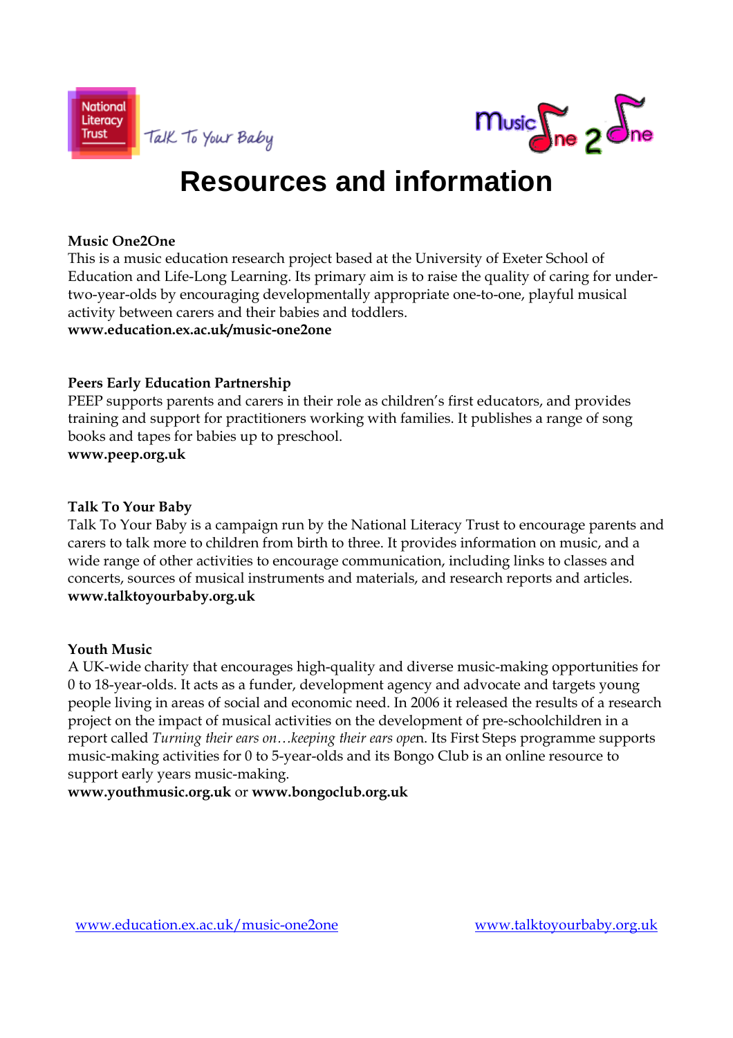# Resources and information

**Music One2One**
This is a music education research project based at the University of Exeter School of Education and Life-Long Learning. Its primary aim is to raise the quality of caring for under-two-year-olds by encouraging developmentally appropriate one-to-one, playful musical activity between carers and their babies and toddlers.
**www.education.ex.ac.uk/music-one2one**

**Peers Early Education Partnership**
PEEP supports parents and carers in their role as children's first educators, and provides training and support for practitioners working with families. It publishes a range of song books and tapes for babies up to preschool.
**www.peep.org.uk**

**Talk To Your Baby**
Talk To Your Baby is a campaign run by the National Literacy Trust to encourage parents and carers to talk more to children from birth to three. It provides information on music, and a wide range of other activities to encourage communication, including links to classes and concerts, sources of musical instruments and materials, and research reports and articles.
**www.talktoyourbaby.org.uk**

**Youth Music**
A UK-wide charity that encourages high-quality and diverse music-making opportunities for 0 to 18-year-olds. It acts as a funder, development agency and advocate and targets young people living in areas of social and economic need. In 2006 it released the results of a research project on the impact of musical activities on the development of pre-schoolchildren in a report called *Turning their ears on…keeping their ears ope*n. Its First Steps programme supports music-making activities for 0 to 5-year-olds and its Bongo Club is an online resource to support early years music-making.
**www.youthmusic.org.uk** or **www.bongoclub.org.uk**